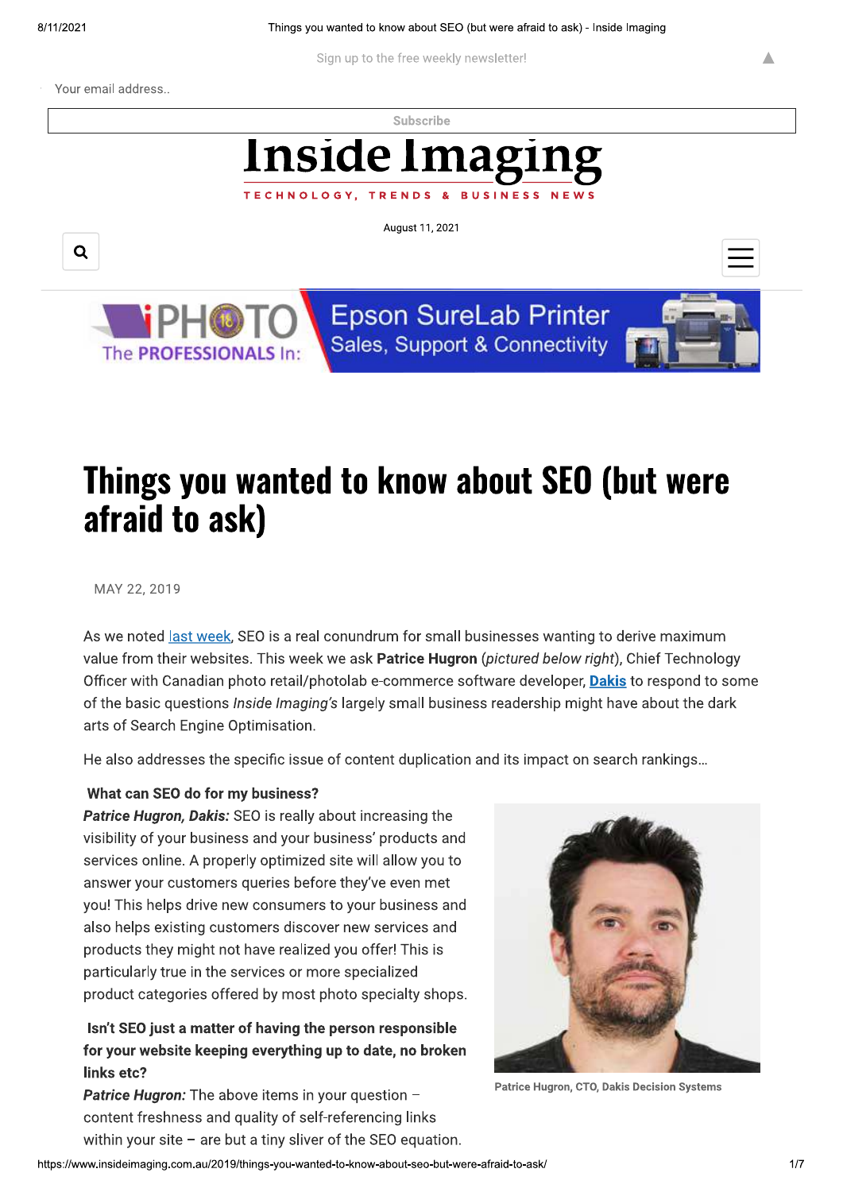Sign up to the free weekly newsletter!

Your email address..

Subscribe

# Inside Imaging

TECHNOLOGY, TRENDS & BUSINESS NEWS

August 11, 2021

# Things you wanted to know about SEO (but were afraid to ask)

MAY 22, 2019

As we noted last week, SEO is a real conundrum for small businesses wanting to derive maximum value from their websites. This week we ask **Patrice Hugron** (*pictured below right*), Chief Technology Officer with Canadian photo retail/photolab e-commerce software developer, **Dakis** to respond to some of the basic questions *Inside Imaging's* largely small business readership might have about the dark arts of Search Engine Optimisation.

He also addresses the specific issue of content duplication and its impact on search rankings…

**What can SEO do for my business?**

***Patrice Hugron, Dakis:*** SEO is really about increasing the visibility of your business and your business' products and services online. A properly optimized site will allow you to answer your customers queries before they've even met you! This helps drive new consumers to your business and also helps existing customers discover new services and products they might not have realized you offer! This is particularly true in the services or more specialized product categories offered by most photo specialty shops.

Patrice Hugron, CTO, Dakis Decision Systems

**Isn't SEO just a matter of having the person responsible for your website keeping everything up to date, no broken links etc?**

***Patrice Hugron:*** The above items in your question – content freshness and quality of self-referencing links within your site – are but a tiny sliver of the SEO equation.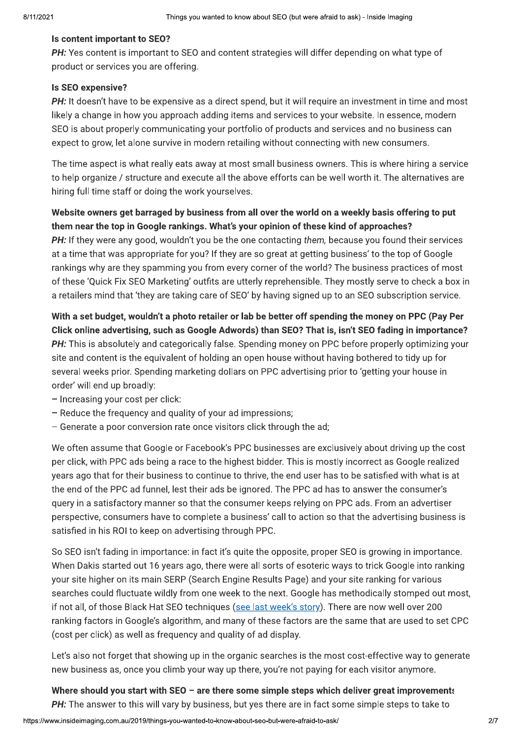**Is content important to SEO?**

***PH:*** Yes content is important to SEO and content strategies will differ depending on what type of product or services you are offering.

**Is SEO expensive?**

***PH:*** It doesn't have to be expensive as a direct spend, but it will require an investment in time and most likely a change in how you approach adding items and services to your website. In essence, modern SEO is about properly communicating your portfolio of products and services and no business can expect to grow, let alone survive in modern retailing without connecting with new consumers.

The time aspect is what really eats away at most small business owners. This is where hiring a service to help organize / structure and execute all the above efforts can be well worth it. The alternatives are hiring full time staff or doing the work yourselves.

**Website owners get barraged by business from all over the world on a weekly basis offering to put them near the top in Google rankings. What's your opinion of these kind of approaches?**

***PH:*** If they were any good, wouldn't you be the one contacting *them,* because you found their services at a time that was appropriate for you? If they are so great at getting business' to the top of Google rankings why are they spamming you from every corner of the world? The business practices of most of these 'Quick Fix SEO Marketing' outfits are utterly reprehensible. They mostly serve to check a box in a retailers mind that 'they are taking care of SEO' by having signed up to an SEO subscription service.

**With a set budget, wouldn't a photo retailer or lab be better off spending the money on PPC (Pay Per Click online advertising, such as Google Adwords) than SEO? That is, isn't SEO fading in importance?**

***PH:*** This is absolutely and categorically false. Spending money on PPC before properly optimizing your site and content is the equivalent of holding an open house without having bothered to tidy up for several weeks prior. Spending marketing dollars on PPC advertising prior to 'getting your house in order' will end up broadly:

– Increasing your cost per click:
– Reduce the frequency and quality of your ad impressions;
– Generate a poor conversion rate once visitors click through the ad;

We often assume that Google or Facebook's PPC businesses are exclusively about driving up the cost per click, with PPC ads being a race to the highest bidder. This is mostly incorrect as Google realized years ago that for their business to continue to thrive, the end user has to be satisfied with what is at the end of the PPC ad funnel, lest their ads be ignored. The PPC ad has to answer the consumer's query in a satisfactory manner so that the consumer keeps relying on PPC ads. From an advertiser perspective, consumers have to complete a business' call to action so that the advertising business is satisfied in his ROI to keep on advertising through PPC.

So SEO isn't fading in importance: in fact it's quite the opposite, proper SEO is growing in importance. When Dakis started out 16 years ago, there were all sorts of esoteric ways to trick Google into ranking your site higher on its main SERP (Search Engine Results Page) and your site ranking for various searches could fluctuate wildly from one week to the next. Google has methodically stomped out most, if not all, of those Black Hat SEO techniques (see last week's story). There are now well over 200 ranking factors in Google's algorithm, and many of these factors are the same that are used to set CPC (cost per click) as well as frequency and quality of ad display.

Let's also not forget that showing up in the organic searches is the most cost-effective way to generate new business as, once you climb your way up there, you're not paying for each visitor anymore.

**Where should you start with SEO – are there some simple steps which deliver great improvements**

***PH:*** The answer to this will vary by business, but yes there are in fact some simple steps to take to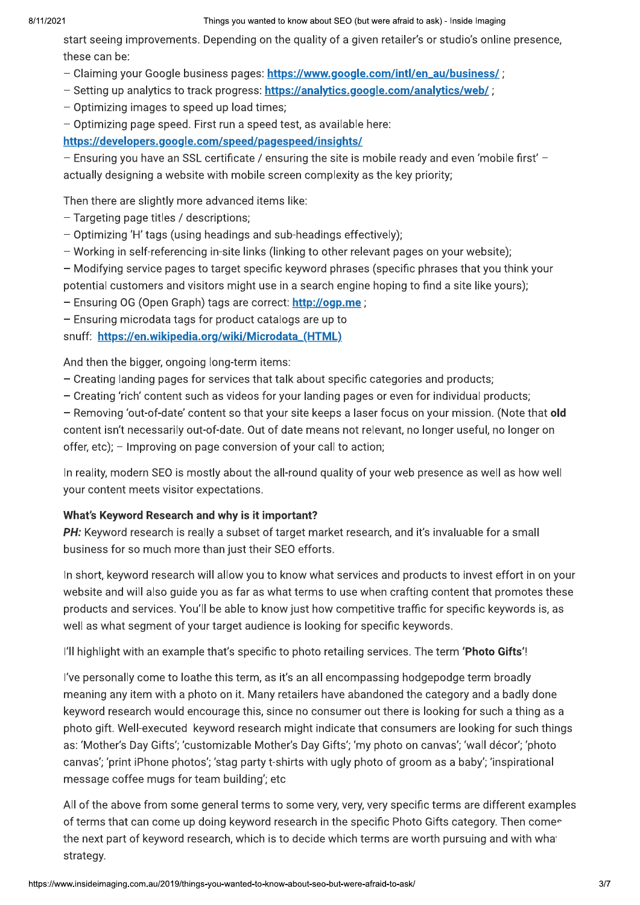start seeing improvements. Depending on the quality of a given retailer's or studio's online presence, these can be:

– Claiming your Google business pages: [https://www.google.com/intl/en_au/business/](https://www.google.com/intl/en_au/business/) ;
– Setting up analytics to track progress: [https://analytics.google.com/analytics/web/](https://analytics.google.com/analytics/web/) ;
– Optimizing images to speed up load times;
– Optimizing page speed. First run a speed test, as available here: [https://developers.google.com/speed/pagespeed/insights/](https://developers.google.com/speed/pagespeed/insights/)
– Ensuring you have an SSL certificate / ensuring the site is mobile ready and even 'mobile first' – actually designing a website with mobile screen complexity as the key priority;

Then there are slightly more advanced items like:
– Targeting page titles / descriptions;
– Optimizing 'H' tags (using headings and sub-headings effectively);
– Working in self-referencing in-site links (linking to other relevant pages on your website);
– Modifying service pages to target specific keyword phrases (specific phrases that you think your potential customers and visitors might use in a search engine hoping to find a site like yours);
– Ensuring OG (Open Graph) tags are correct: [http://ogp.me](http://ogp.me) ;
– Ensuring microdata tags for product catalogs are up to snuff: [https://en.wikipedia.org/wiki/Microdata_(HTML)](https://en.wikipedia.org/wiki/Microdata_(HTML))

And then the bigger, ongoing long-term items:
– Creating landing pages for services that talk about specific categories and products;
– Creating 'rich' content such as videos for your landing pages or even for individual products;
– Removing 'out-of-date' content so that your site keeps a laser focus on your mission. (Note that **old** content isn't necessarily out-of-date. Out of date means not relevant, no longer useful, no longer on offer, etc); – Improving on page conversion of your call to action;

In reality, modern SEO is mostly about the all-round quality of your web presence as well as how well your content meets visitor expectations.

**What's Keyword Research and why is it important?**

***PH:*** Keyword research is really a subset of target market research, and it's invaluable for a small business for so much more than just their SEO efforts.

In short, keyword research will allow you to know what services and products to invest effort in on your website and will also guide you as far as what terms to use when crafting content that promotes these products and services. You'll be able to know just how competitive traffic for specific keywords is, as well as what segment of your target audience is looking for specific keywords.

I'll highlight with an example that's specific to photo retailing services. The term **'Photo Gifts'**!

I've personally come to loathe this term, as it's an all encompassing hodgepodge term broadly meaning any item with a photo on it. Many retailers have abandoned the category and a badly done keyword research would encourage this, since no consumer out there is looking for such a thing as a photo gift. Well-executed keyword research might indicate that consumers are looking for such things as: 'Mother's Day Gifts'; 'customizable Mother's Day Gifts'; 'my photo on canvas'; 'wall décor'; 'photo canvas'; 'print iPhone photos'; 'stag party t-shirts with ugly photo of groom as a baby'; 'inspirational message coffee mugs for team building'; etc

All of the above from some general terms to some very, very, very specific terms are different examples of terms that can come up doing keyword research in the specific Photo Gifts category. Then comes the next part of keyword research, which is to decide which terms are worth pursuing and with what strategy.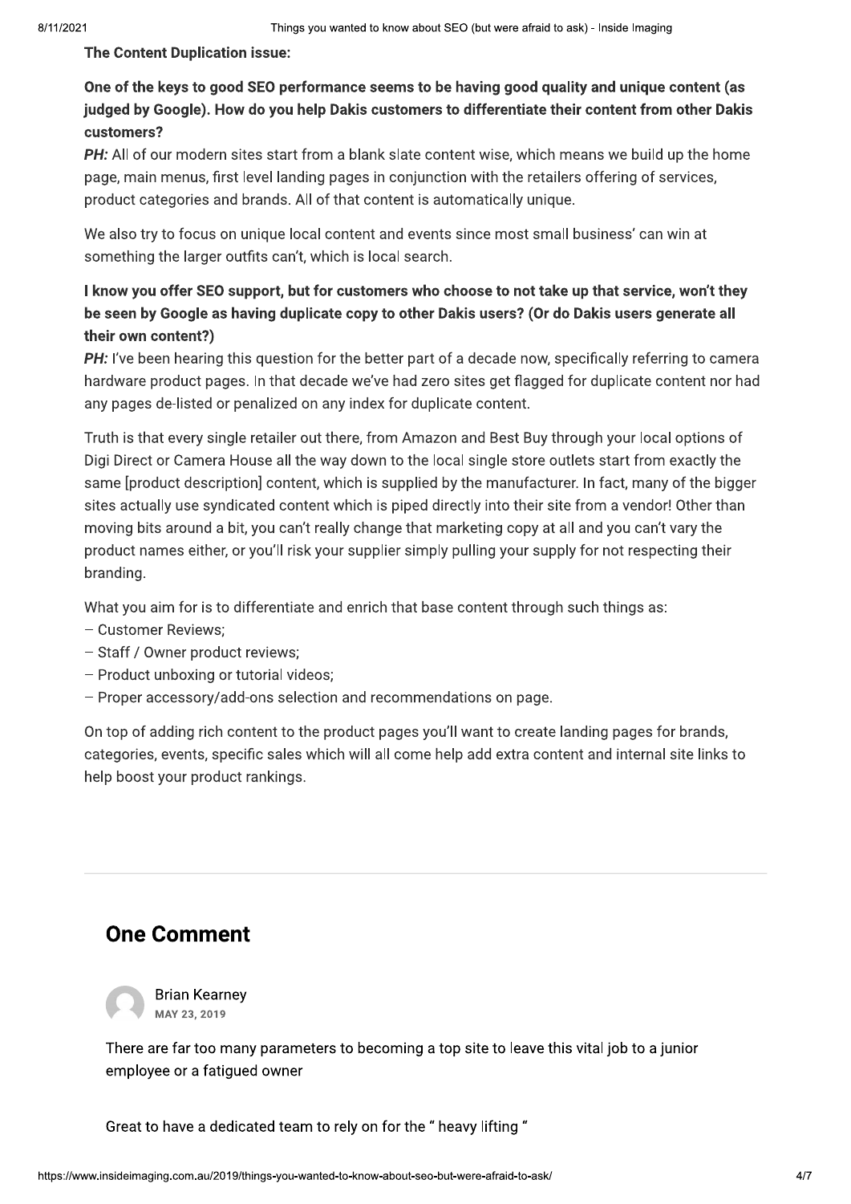**The Content Duplication issue:**

**One of the keys to good SEO performance seems to be having good quality and unique content (as judged by Google). How do you help Dakis customers to differentiate their content from other Dakis customers?**

***PH:*** All of our modern sites start from a blank slate content wise, which means we build up the home page, main menus, first level landing pages in conjunction with the retailers offering of services, product categories and brands. All of that content is automatically unique.

We also try to focus on unique local content and events since most small business' can win at something the larger outfits can't, which is local search.

**I know you offer SEO support, but for customers who choose to not take up that service, won't they be seen by Google as having duplicate copy to other Dakis users? (Or do Dakis users generate all their own content?)**

***PH:*** I've been hearing this question for the better part of a decade now, specifically referring to camera hardware product pages. In that decade we've had zero sites get flagged for duplicate content nor had any pages de-listed or penalized on any index for duplicate content.

Truth is that every single retailer out there, from Amazon and Best Buy through your local options of Digi Direct or Camera House all the way down to the local single store outlets start from exactly the same [product description] content, which is supplied by the manufacturer. In fact, many of the bigger sites actually use syndicated content which is piped directly into their site from a vendor! Other than moving bits around a bit, you can't really change that marketing copy at all and you can't vary the product names either, or you'll risk your supplier simply pulling your supply for not respecting their branding.

What you aim for is to differentiate and enrich that base content through such things as:
– Customer Reviews;
– Staff / Owner product reviews;
– Product unboxing or tutorial videos;
– Proper accessory/add-ons selection and recommendations on page.

On top of adding rich content to the product pages you'll want to create landing pages for brands, categories, events, specific sales which will all come help add extra content and internal site links to help boost your product rankings.

## One Comment

Brian Kearney
MAY 23, 2019

There are far too many parameters to becoming a top site to leave this vital job to a junior employee or a fatigued owner

Great to have a dedicated team to rely on for the " heavy lifting "